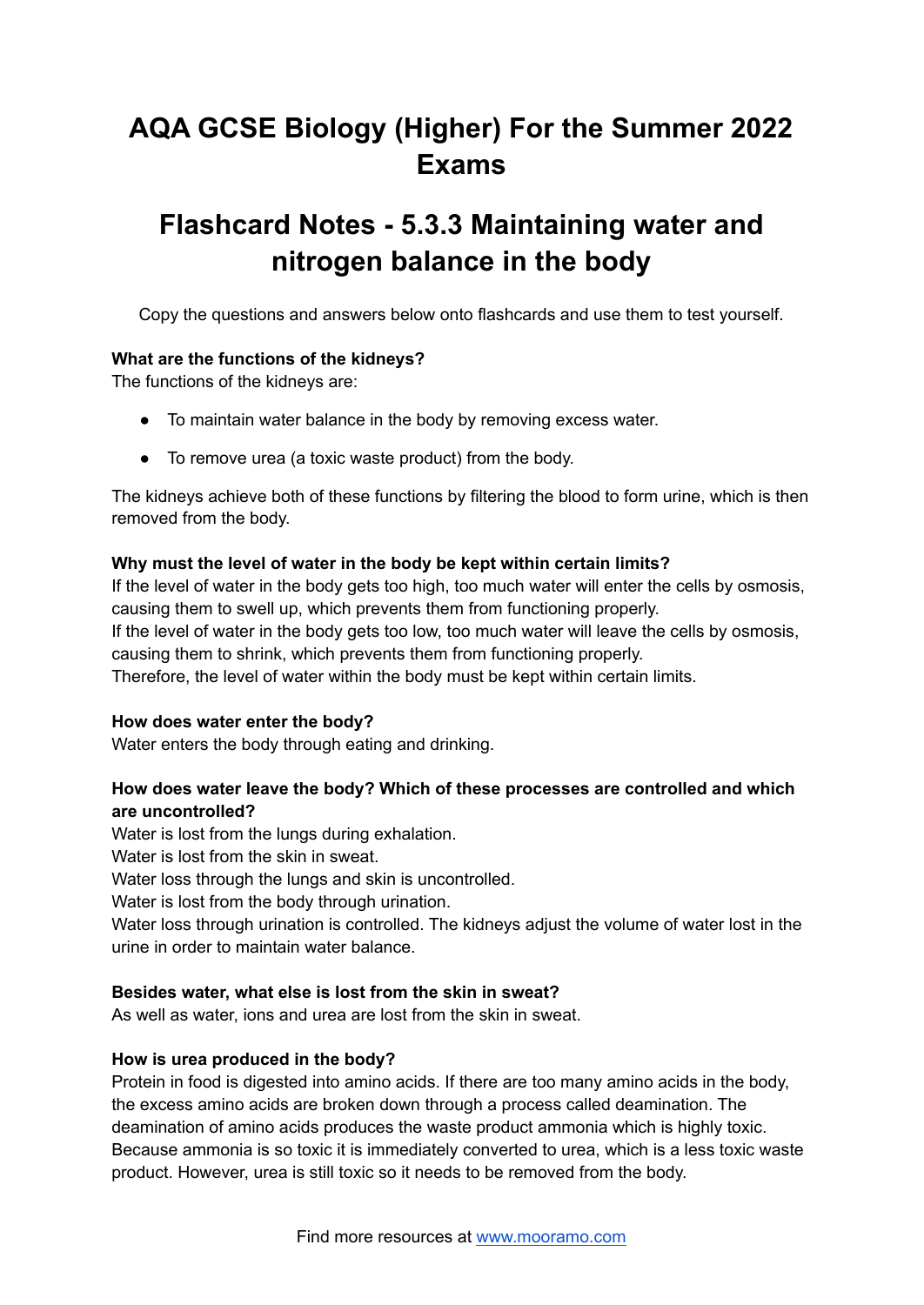# AQA GCSE Biology (Higher) For the Summer 2022 Exams

# Flashcard Notes - 5.3.3 Maintaining water and nitrogen balance in the body

Copy the questions and answers below onto flashcards and use them to test yourself.

**What are the functions of the kidneys?**
The functions of the kidneys are:

- To maintain water balance in the body by removing excess water.
- To remove urea (a toxic waste product) from the body.

The kidneys achieve both of these functions by filtering the blood to form urine, which is then removed from the body.

**Why must the level of water in the body be kept within certain limits?**
If the level of water in the body gets too high, too much water will enter the cells by osmosis, causing them to swell up, which prevents them from functioning properly.
If the level of water in the body gets too low, too much water will leave the cells by osmosis, causing them to shrink, which prevents them from functioning properly.
Therefore, the level of water within the body must be kept within certain limits.

**How does water enter the body?**
Water enters the body through eating and drinking.

**How does water leave the body? Which of these processes are controlled and which are uncontrolled?**
Water is lost from the lungs during exhalation.
Water is lost from the skin in sweat.
Water loss through the lungs and skin is uncontrolled.
Water is lost from the body through urination.
Water loss through urination is controlled. The kidneys adjust the volume of water lost in the urine in order to maintain water balance.

**Besides water, what else is lost from the skin in sweat?**
As well as water, ions and urea are lost from the skin in sweat.

**How is urea produced in the body?**
Protein in food is digested into amino acids. If there are too many amino acids in the body, the excess amino acids are broken down through a process called deamination. The deamination of amino acids produces the waste product ammonia which is highly toxic. Because ammonia is so toxic it is immediately converted to urea, which is a less toxic waste product. However, urea is still toxic so it needs to be removed from the body.

Find more resources at [www.mooramo.com](www.mooramo.com)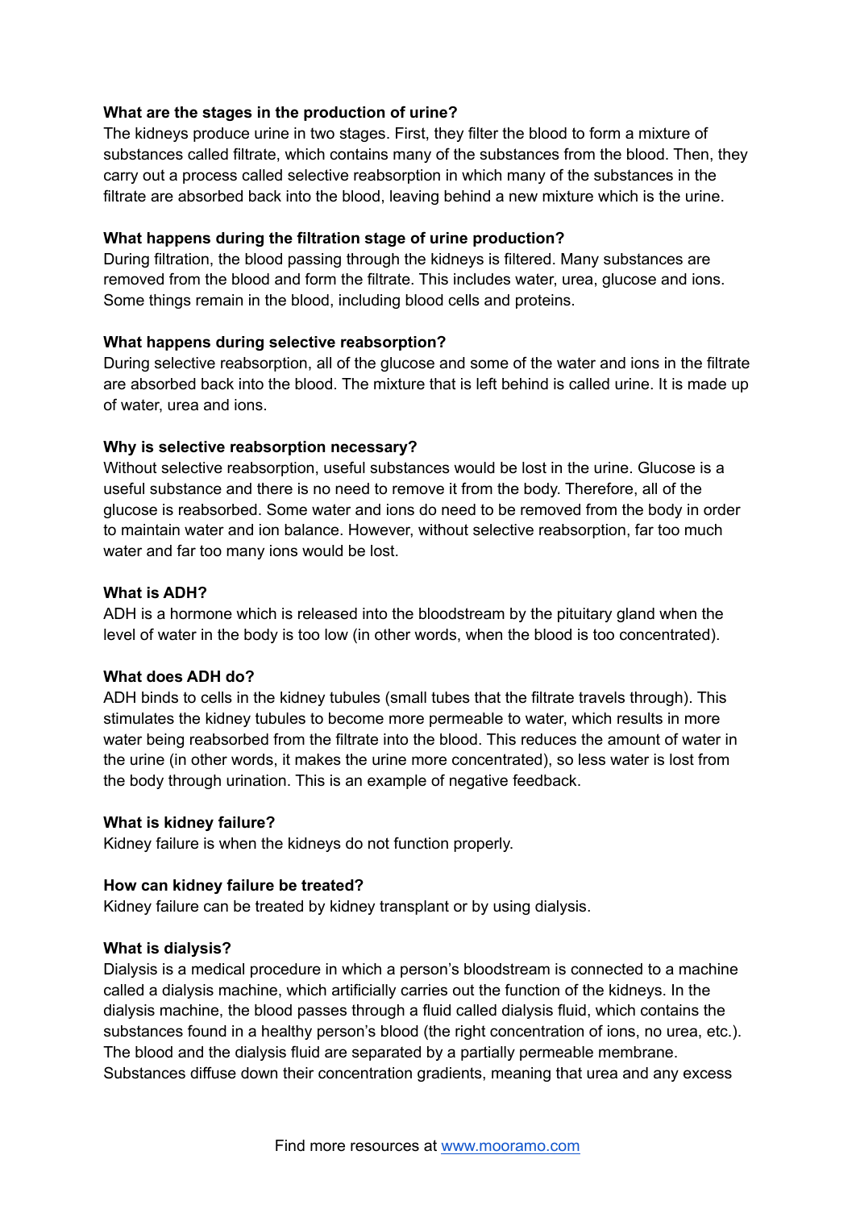**What are the stages in the production of urine?**
The kidneys produce urine in two stages. First, they filter the blood to form a mixture of substances called filtrate, which contains many of the substances from the blood. Then, they carry out a process called selective reabsorption in which many of the substances in the filtrate are absorbed back into the blood, leaving behind a new mixture which is the urine.

**What happens during the filtration stage of urine production?**
During filtration, the blood passing through the kidneys is filtered. Many substances are removed from the blood and form the filtrate. This includes water, urea, glucose and ions. Some things remain in the blood, including blood cells and proteins.

**What happens during selective reabsorption?**
During selective reabsorption, all of the glucose and some of the water and ions in the filtrate are absorbed back into the blood. The mixture that is left behind is called urine. It is made up of water, urea and ions.

**Why is selective reabsorption necessary?**
Without selective reabsorption, useful substances would be lost in the urine. Glucose is a useful substance and there is no need to remove it from the body. Therefore, all of the glucose is reabsorbed. Some water and ions do need to be removed from the body in order to maintain water and ion balance. However, without selective reabsorption, far too much water and far too many ions would be lost.

**What is ADH?**
ADH is a hormone which is released into the bloodstream by the pituitary gland when the level of water in the body is too low (in other words, when the blood is too concentrated).

**What does ADH do?**
ADH binds to cells in the kidney tubules (small tubes that the filtrate travels through). This stimulates the kidney tubules to become more permeable to water, which results in more water being reabsorbed from the filtrate into the blood. This reduces the amount of water in the urine (in other words, it makes the urine more concentrated), so less water is lost from the body through urination. This is an example of negative feedback.

**What is kidney failure?**
Kidney failure is when the kidneys do not function properly.

**How can kidney failure be treated?**
Kidney failure can be treated by kidney transplant or by using dialysis.

**What is dialysis?**
Dialysis is a medical procedure in which a person's bloodstream is connected to a machine called a dialysis machine, which artificially carries out the function of the kidneys. In the dialysis machine, the blood passes through a fluid called dialysis fluid, which contains the substances found in a healthy person's blood (the right concentration of ions, no urea, etc.). The blood and the dialysis fluid are separated by a partially permeable membrane. Substances diffuse down their concentration gradients, meaning that urea and any excess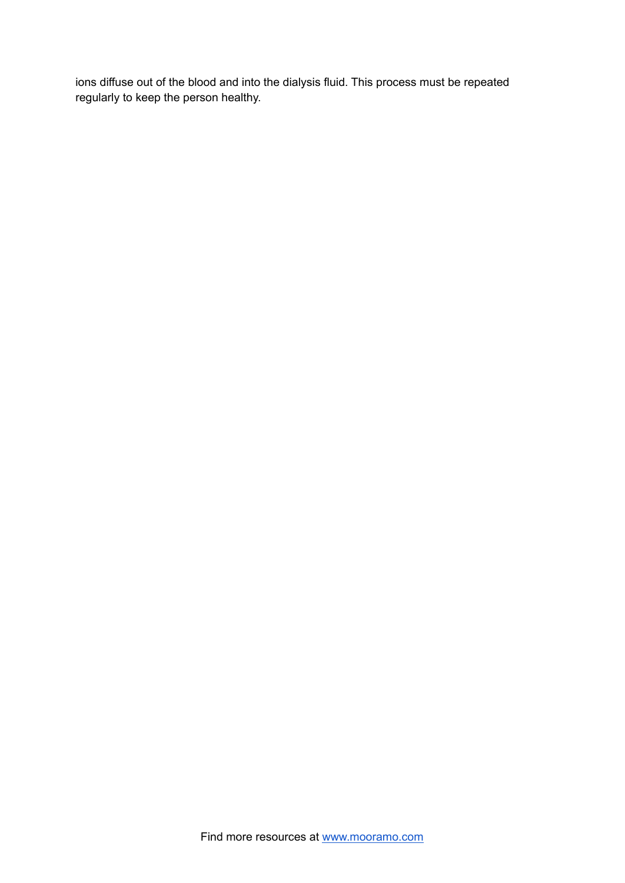ions diffuse out of the blood and into the dialysis fluid. This process must be repeated regularly to keep the person healthy.